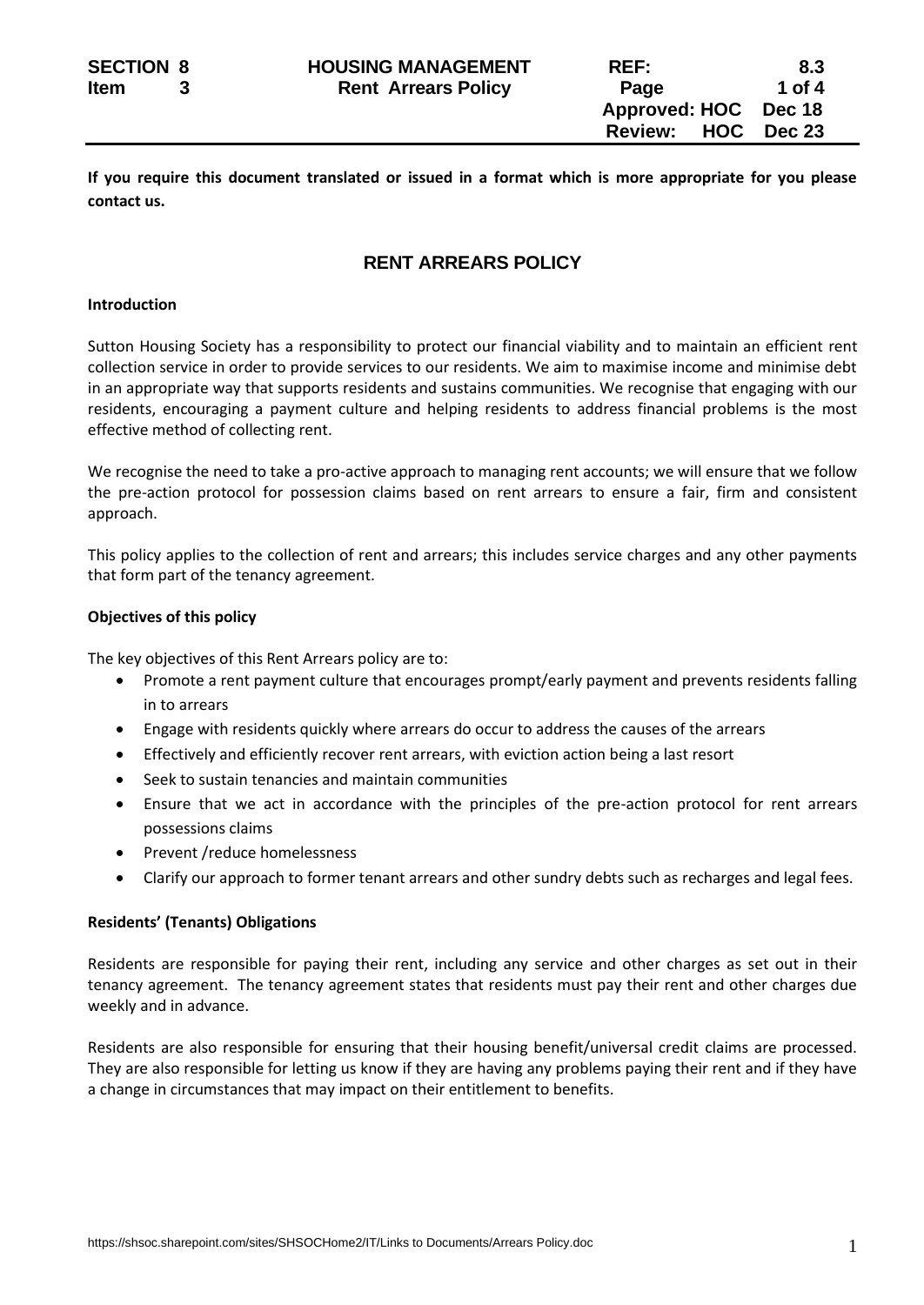**If you require this document translated or issued in a format which is more appropriate for you please contact us.**

# RENT ARREARS POLICY

**Introduction**

Sutton Housing Society has a responsibility to protect our financial viability and to maintain an efficient rent collection service in order to provide services to our residents. We aim to maximise income and minimise debt in an appropriate way that supports residents and sustains communities. We recognise that engaging with our residents, encouraging a payment culture and helping residents to address financial problems is the most effective method of collecting rent.

We recognise the need to take a pro-active approach to managing rent accounts; we will ensure that we follow the pre-action protocol for possession claims based on rent arrears to ensure a fair, firm and consistent approach.

This policy applies to the collection of rent and arrears; this includes service charges and any other payments that form part of the tenancy agreement.

**Objectives of this policy**

The key objectives of this Rent Arrears policy are to:

- Promote a rent payment culture that encourages prompt/early payment and prevents residents falling in to arrears
- Engage with residents quickly where arrears do occur to address the causes of the arrears
- Effectively and efficiently recover rent arrears, with eviction action being a last resort
- Seek to sustain tenancies and maintain communities
- Ensure that we act in accordance with the principles of the pre-action protocol for rent arrears possessions claims
- Prevent /reduce homelessness
- Clarify our approach to former tenant arrears and other sundry debts such as recharges and legal fees.

**Residents' (Tenants) Obligations**

Residents are responsible for paying their rent, including any service and other charges as set out in their tenancy agreement. The tenancy agreement states that residents must pay their rent and other charges due weekly and in advance.

Residents are also responsible for ensuring that their housing benefit/universal credit claims are processed. They are also responsible for letting us know if they are having any problems paying their rent and if they have a change in circumstances that may impact on their entitlement to benefits.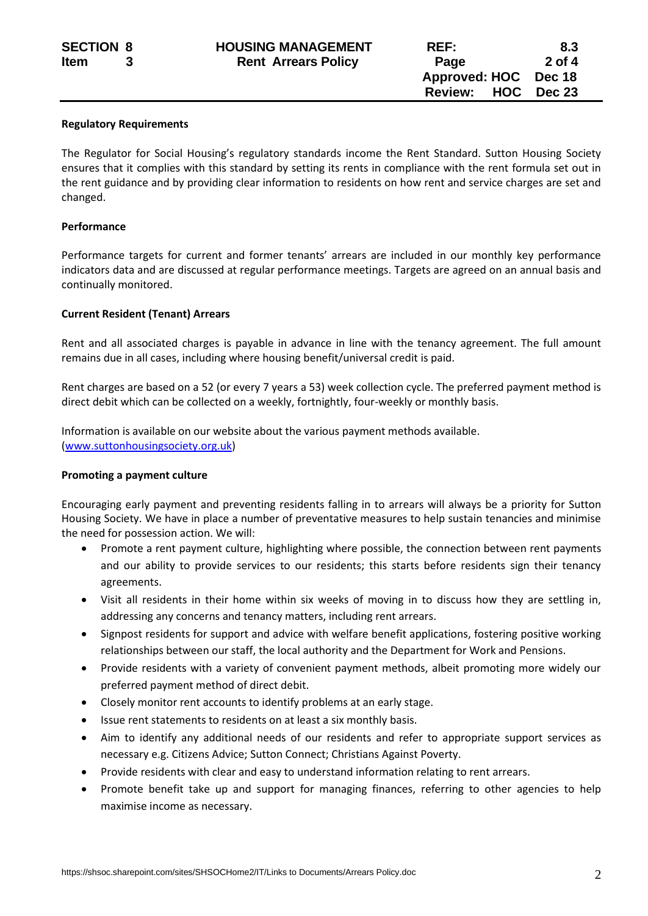**Regulatory Requirements**

The Regulator for Social Housing's regulatory standards income the Rent Standard. Sutton Housing Society ensures that it complies with this standard by setting its rents in compliance with the rent formula set out in the rent guidance and by providing clear information to residents on how rent and service charges are set and changed.

**Performance**

Performance targets for current and former tenants' arrears are included in our monthly key performance indicators data and are discussed at regular performance meetings. Targets are agreed on an annual basis and continually monitored.

**Current Resident (Tenant) Arrears**

Rent and all associated charges is payable in advance in line with the tenancy agreement. The full amount remains due in all cases, including where housing benefit/universal credit is paid.

Rent charges are based on a 52 (or every 7 years a 53) week collection cycle. The preferred payment method is direct debit which can be collected on a weekly, fortnightly, four-weekly or monthly basis.

Information is available on our website about the various payment methods available. ([www.suttonhousingsociety.org.uk](www.suttonhousingsociety.org.uk))

**Promoting a payment culture**

Encouraging early payment and preventing residents falling in to arrears will always be a priority for Sutton Housing Society. We have in place a number of preventative measures to help sustain tenancies and minimise the need for possession action. We will:

- Promote a rent payment culture, highlighting where possible, the connection between rent payments and our ability to provide services to our residents; this starts before residents sign their tenancy agreements.
- Visit all residents in their home within six weeks of moving in to discuss how they are settling in, addressing any concerns and tenancy matters, including rent arrears.
- Signpost residents for support and advice with welfare benefit applications, fostering positive working relationships between our staff, the local authority and the Department for Work and Pensions.
- Provide residents with a variety of convenient payment methods, albeit promoting more widely our preferred payment method of direct debit.
- Closely monitor rent accounts to identify problems at an early stage.
- Issue rent statements to residents on at least a six monthly basis.
- Aim to identify any additional needs of our residents and refer to appropriate support services as necessary e.g. Citizens Advice; Sutton Connect; Christians Against Poverty.
- Provide residents with clear and easy to understand information relating to rent arrears.
- Promote benefit take up and support for managing finances, referring to other agencies to help maximise income as necessary.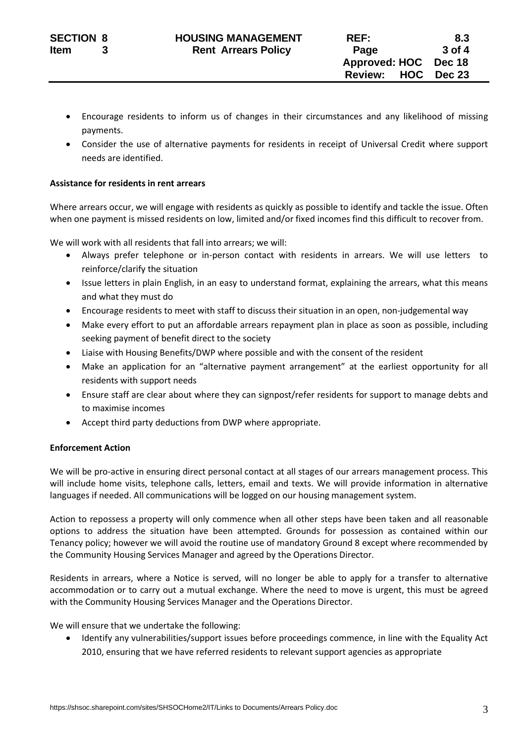- Encourage residents to inform us of changes in their circumstances and any likelihood of missing payments.
- Consider the use of alternative payments for residents in receipt of Universal Credit where support needs are identified.

**Assistance for residents in rent arrears**

Where arrears occur, we will engage with residents as quickly as possible to identify and tackle the issue. Often when one payment is missed residents on low, limited and/or fixed incomes find this difficult to recover from.

We will work with all residents that fall into arrears; we will:

- Always prefer telephone or in-person contact with residents in arrears. We will use letters to reinforce/clarify the situation
- Issue letters in plain English, in an easy to understand format, explaining the arrears, what this means and what they must do
- Encourage residents to meet with staff to discuss their situation in an open, non-judgemental way
- Make every effort to put an affordable arrears repayment plan in place as soon as possible, including seeking payment of benefit direct to the society
- Liaise with Housing Benefits/DWP where possible and with the consent of the resident
- Make an application for an "alternative payment arrangement" at the earliest opportunity for all residents with support needs
- Ensure staff are clear about where they can signpost/refer residents for support to manage debts and to maximise incomes
- Accept third party deductions from DWP where appropriate.

**Enforcement Action**

We will be pro-active in ensuring direct personal contact at all stages of our arrears management process. This will include home visits, telephone calls, letters, email and texts. We will provide information in alternative languages if needed. All communications will be logged on our housing management system.

Action to repossess a property will only commence when all other steps have been taken and all reasonable options to address the situation have been attempted. Grounds for possession as contained within our Tenancy policy; however we will avoid the routine use of mandatory Ground 8 except where recommended by the Community Housing Services Manager and agreed of the Operations Director.

Residents in arrears, where a Notice is served, will no longer be able to apply for a transfer to alternative accommodation or to carry out a mutual exchange. Where the need to move is urgent, this must be agreed with the Community Housing Services Manager and the Operations Director.

We will ensure that we undertake the following:

- Identify any vulnerabilities/support issues before proceedings commence, in line with the Equality Act 2010, ensuring that we have referred residents to relevant support agencies as appropriate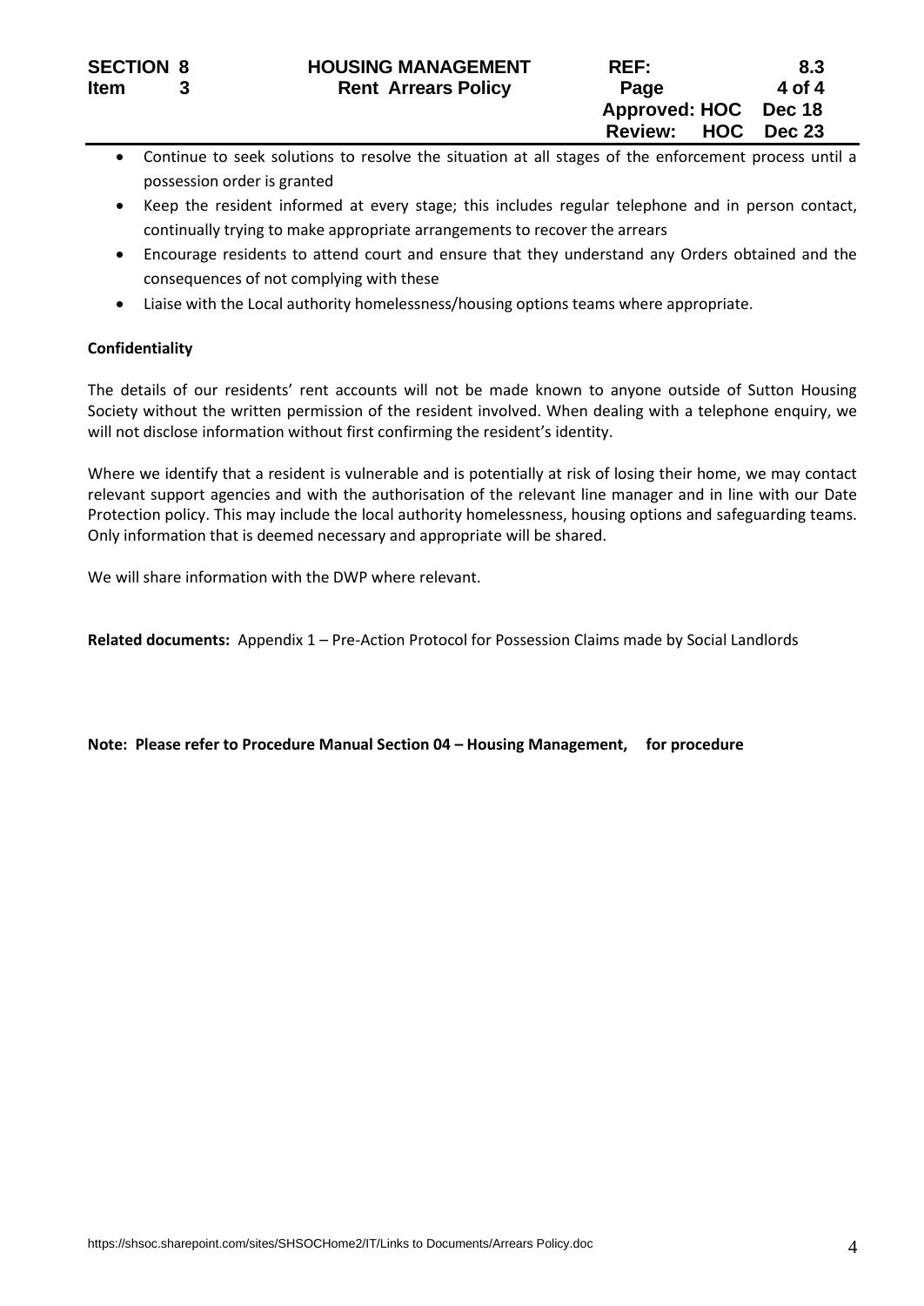- Continue to seek solutions to resolve the situation at all stages of the enforcement process until a possession order is granted
- Keep the resident informed at every stage; this includes regular telephone and in person contact, continually trying to make appropriate arrangements to recover the arrears
- Encourage residents to attend court and ensure that they understand any Orders obtained and the consequences of not complying with these
- Liaise with the Local authority homelessness/housing options teams where appropriate.

**Confidentiality**

The details of our residents' rent accounts will not be made known to anyone outside of Sutton Housing Society without the written permission of the resident involved. When dealing with a telephone enquiry, we will not disclose information without first confirming the resident's identity.

Where we identify that a resident is vulnerable and is potentially at risk of losing their home, we may contact relevant support agencies and with the authorisation of the relevant line manager and in line with our Date Protection policy. This may include the local authority homelessness, housing options and safeguarding teams. Only information that is deemed necessary and appropriate will be shared.

We will share information with the DWP where relevant.

**Related documents:** Appendix 1 – Pre-Action Protocol for Possession Claims made by Social Landlords

**Note: Please refer to Procedure Manual Section 04 – Housing Management, for procedure**